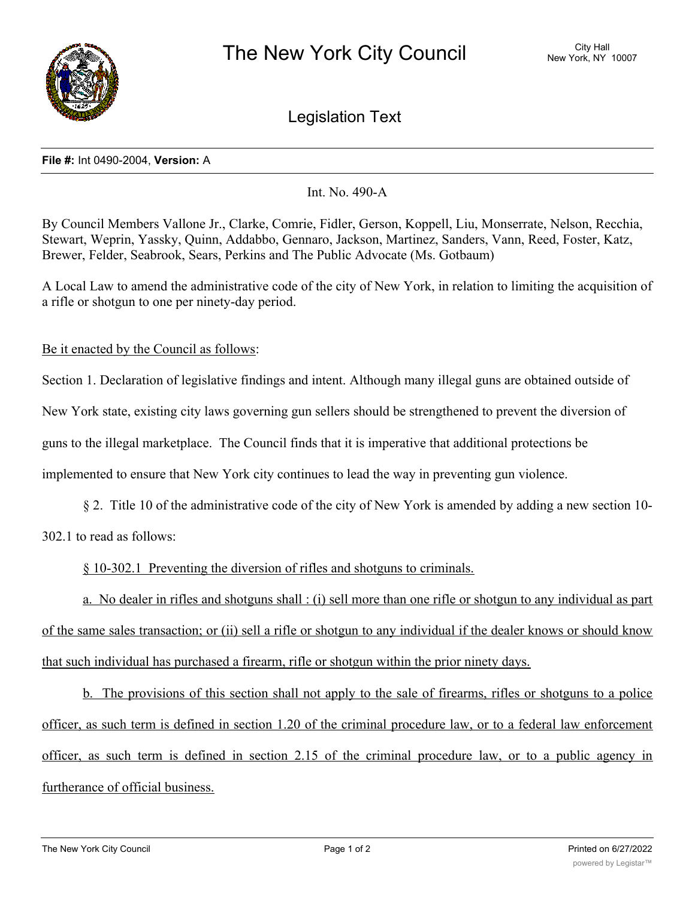# The New York City Council

City Hall
New York, NY 10007

## Legislation Text

**File #:** Int 0490-2004, **Version:** A

Int. No. 490-A

By Council Members Vallone Jr., Clarke, Comrie, Fidler, Gerson, Koppell, Liu, Monserrate, Nelson, Recchia, Stewart, Weprin, Yassky, Quinn, Addabbo, Gennaro, Jackson, Martinez, Sanders, Vann, Reed, Foster, Katz, Brewer, Felder, Seabrook, Sears, Perkins and The Public Advocate (Ms. Gotbaum)

A Local Law to amend the administrative code of the city of New York, in relation to limiting the acquisition of a rifle or shotgun to one per ninety-day period.

Be it enacted by the Council as follows:

Section 1. Declaration of legislative findings and intent. Although many illegal guns are obtained outside of New York state, existing city laws governing gun sellers should be strengthened to prevent the diversion of guns to the illegal marketplace. The Council finds that it is imperative that additional protections be implemented to ensure that New York city continues to lead the way in preventing gun violence.

§ 2. Title 10 of the administrative code of the city of New York is amended by adding a new section 10-302.1 to read as follows:

§ 10-302.1 Preventing the diversion of rifles and shotguns to criminals.

a. No dealer in rifles and shotguns shall : (i) sell more than one rifle or shotgun to any individual as part of the same sales transaction; or (ii) sell a rifle or shotgun to any individual if the dealer knows or should know that such individual has purchased a firearm, rifle or shotgun within the prior ninety days.

b. The provisions of this section shall not apply to the sale of firearms, rifles or shotguns to a police officer, as such term is defined in section 1.20 of the criminal procedure law, or to a federal law enforcement officer, as such term is defined in section 2.15 of the criminal procedure law, or to a public agency in furtherance of official business.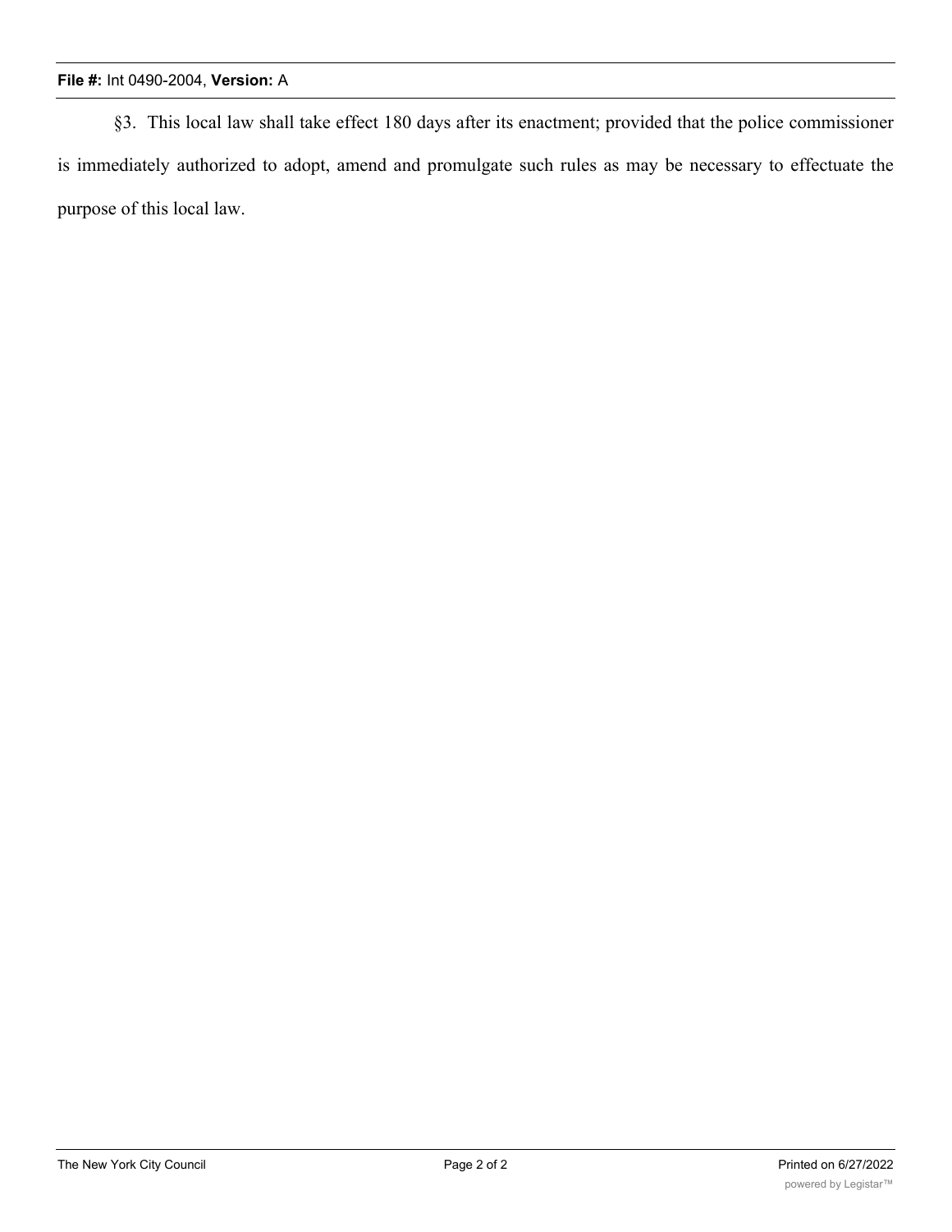§3. This local law shall take effect 180 days after its enactment; provided that the police commissioner is immediately authorized to adopt, amend and promulgate such rules as may be necessary to effectuate the purpose of this local law.